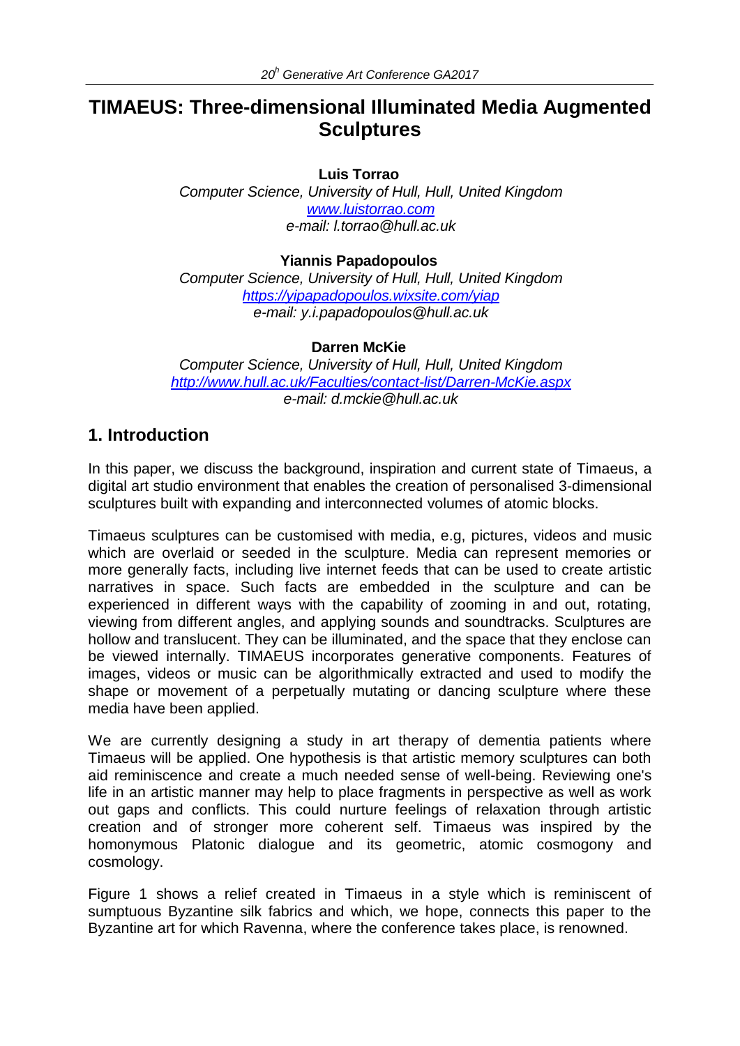# TIMAEUS: Three-dimensional Illuminated Media Augmented Sculptures

**Luis Torrao**

*Computer Science, University of Hull, Hull, United Kingdom*
*www.luistorrao.com*
*e-mail: l.torrao@hull.ac.uk*

**Yiannis Papadopoulos**

*Computer Science, University of Hull, Hull, United Kingdom*
*https://yipapadopoulos.wixsite.com/yiap*
*e-mail: y.i.papadopoulos@hull.ac.uk*

**Darren McKie**

*Computer Science, University of Hull, Hull, United Kingdom*
*http://www.hull.ac.uk/Faculties/contact-list/Darren-McKie.aspx*
*e-mail: d.mckie@hull.ac.uk*

## 1. Introduction

In this paper, we discuss the background, inspiration and current state of Timaeus, a digital art studio environment that enables the creation of personalised 3-dimensional sculptures built with expanding and interconnected volumes of atomic blocks.

Timaeus sculptures can be customised with media, e.g, pictures, videos and music which are overlaid or seeded in the sculpture. Media can represent memories or more generally facts, including live internet feeds that can be used to create artistic narratives in space. Such facts are embedded in the sculpture and can be experienced in different ways with the capability of zooming in and out, rotating, viewing from different angles, and applying sounds and soundtracks. Sculptures are hollow and translucent. They can be illuminated, and the space that they enclose can be viewed internally. TIMAEUS incorporates generative components. Features of images, videos or music can be algorithmically extracted and used to modify the shape or movement of a perpetually mutating or dancing sculpture where these media have been applied.

We are currently designing a study in art therapy of dementia patients where Timaeus will be applied. One hypothesis is that artistic memory sculptures can both aid reminiscence and create a much needed sense of well-being. Reviewing one's life in an artistic manner may help to place fragments in perspective as well as work out gaps and conflicts. This could nurture feelings of relaxation through artistic creation and of stronger more coherent self. Timaeus was inspired by the homonymous Platonic dialogue and its geometric, atomic cosmogony and cosmology.

Figure 1 shows a relief created in Timaeus in a style which is reminiscent of sumptuous Byzantine silk fabrics and which, we hope, connects this paper to the Byzantine art for which Ravenna, where the conference takes place, is renowned.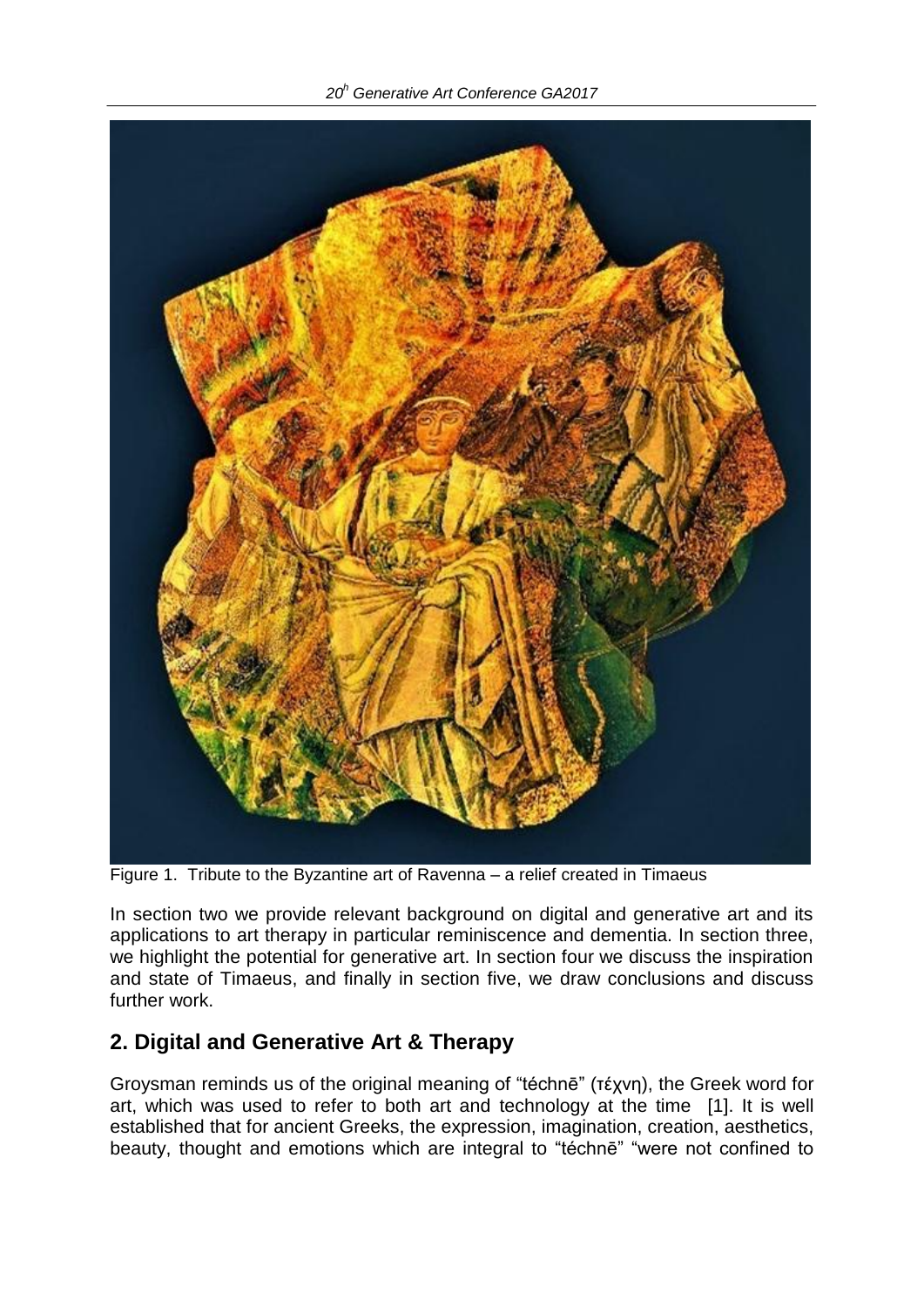Figure 1. Tribute to the Byzantine art of Ravenna – a relief created in Timaeus

In section two we provide relevant background on digital and generative art and its applications to art therapy in particular reminiscence and dementia. In section three, we highlight the potential for generative art. In section four we discuss the inspiration and state of Timaeus, and finally in section five, we draw conclusions and discuss further work.

## 2. Digital and Generative Art & Therapy

Groysman reminds us of the original meaning of "téchnē" (τέχνη), the Greek word for art, which was used to refer to both art and technology at the time [1]. It is well established that for ancient Greeks, the expression, imagination, creation, aesthetics, beauty, thought and emotions which are integral to "téchnē" "were not confined to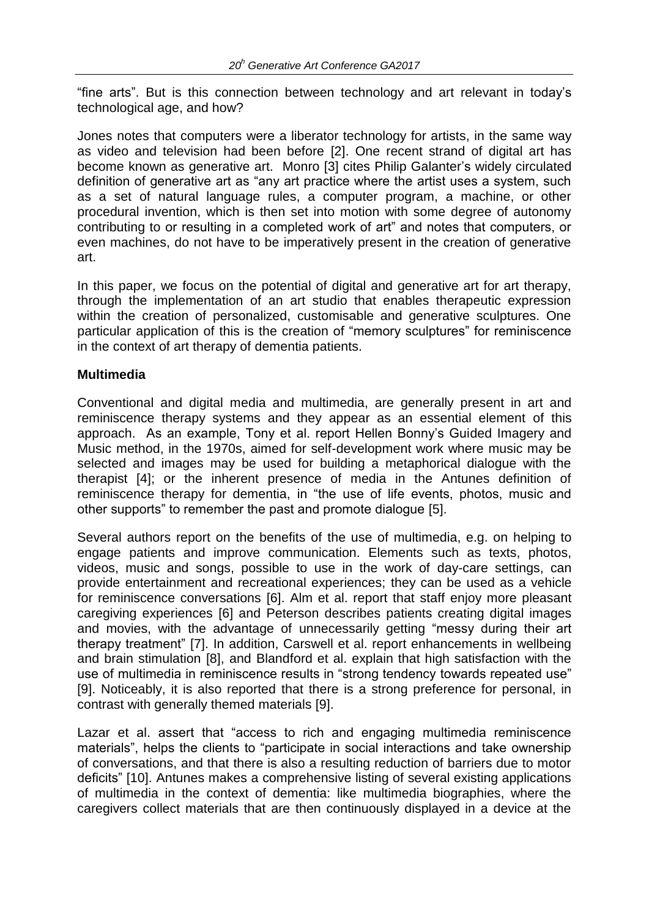“fine arts”. But is this connection between technology and art relevant in today’s technological age, and how?

Jones notes that computers were a liberator technology for artists, in the same way as video and television had been before [2]. One recent strand of digital art has become known as generative art. Monro [3] cites Philip Galanter’s widely circulated definition of generative art as “any art practice where the artist uses a system, such as a set of natural language rules, a computer program, a machine, or other procedural invention, which is then set into motion with some degree of autonomy contributing to or resulting in a completed work of art” and notes that computers, or even machines, do not have to be imperatively present in the creation of generative art.

In this paper, we focus on the potential of digital and generative art for art therapy, through the implementation of an art studio that enables therapeutic expression within the creation of personalized, customisable and generative sculptures. One particular application of this is the creation of “memory sculptures” for reminiscence in the context of art therapy of dementia patients.

**Multimedia**

Conventional and digital media and multimedia, are generally present in art and reminiscence therapy systems and they appear as an essential element of this approach. As an example, Tony et al. report Hellen Bonny’s Guided Imagery and Music method, in the 1970s, aimed for self-development work where music may be selected and images may be used for building a metaphorical dialogue with the therapist [4]; or the inherent presence of media in the Antunes definition of reminiscence therapy for dementia, in “the use of life events, photos, music and other supports” to remember the past and promote dialogue [5].

Several authors report on the benefits of the use of multimedia, e.g. on helping to engage patients and improve communication. Elements such as texts, photos, videos, music and songs, possible to use in the work of day-care settings, can provide entertainment and recreational experiences; they can be used as a vehicle for reminiscence conversations [6]. Alm et al. report that staff enjoy more pleasant caregiving experiences [6] and Peterson describes patients creating digital images and movies, with the advantage of unnecessarily getting “messy during their art therapy treatment” [7]. In addition, Carswell et al. report enhancements in wellbeing and brain stimulation [8], and Blandford et al. explain that high satisfaction with the use of multimedia in reminiscence results in “strong tendency towards repeated use” [9]. Noticeably, it is also reported that there is a strong preference for personal, in contrast with generally themed materials [9].

Lazar et al. assert that “access to rich and engaging multimedia reminiscence materials”, helps the clients to “participate in social interactions and take ownership of conversations, and that there is also a resulting reduction of barriers due to motor deficits” [10]. Antunes makes a comprehensive listing of several existing applications of multimedia in the context of dementia: like multimedia biographies, where the caregivers collect materials that are then continuously displayed in a device at the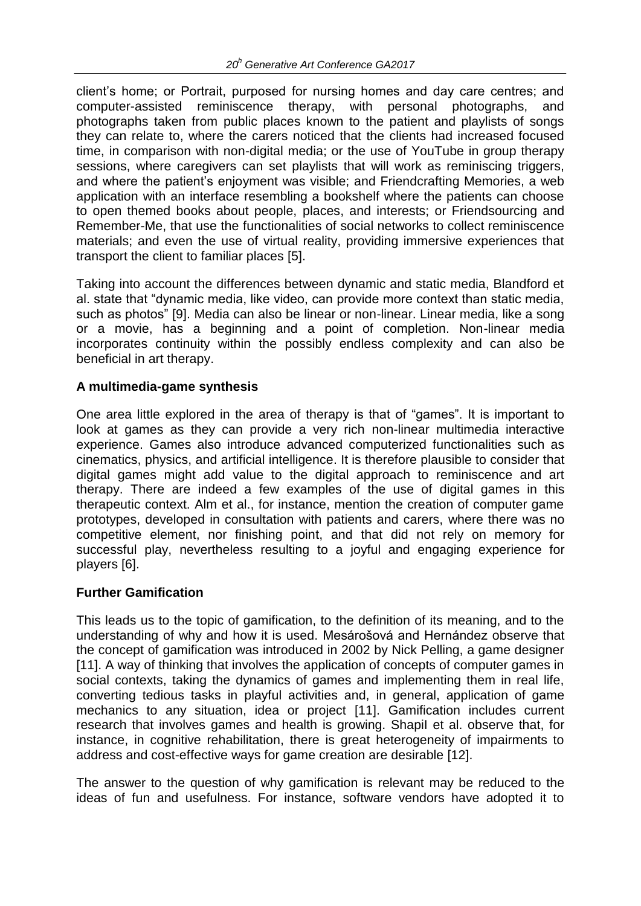client's home; or Portrait, purposed for nursing homes and day care centres; and computer-assisted reminiscence therapy, with personal photographs, and photographs taken from public places known to the patient and playlists of songs they can relate to, where the carers noticed that the clients had increased focused time, in comparison with non-digital media; or the use of YouTube in group therapy sessions, where caregivers can set playlists that will work as reminiscing triggers, and where the patient's enjoyment was visible; and Friendcrafting Memories, a web application with an interface resembling a bookshelf where the patients can choose to open themed books about people, places, and interests; or Friendsourcing and Remember-Me, that use the functionalities of social networks to collect reminiscence materials; and even the use of virtual reality, providing immersive experiences that transport the client to familiar places [5].

Taking into account the differences between dynamic and static media, Blandford et al. state that "dynamic media, like video, can provide more context than static media, such as photos" [9]. Media can also be linear or non-linear. Linear media, like a song or a movie, has a beginning and a point of completion. Non-linear media incorporates continuity within the possibly endless complexity and can also be beneficial in art therapy.

**A multimedia-game synthesis**

One area little explored in the area of therapy is that of "games". It is important to look at games as they can provide a very rich non-linear multimedia interactive experience. Games also introduce advanced computerized functionalities such as cinematics, physics, and artificial intelligence. It is therefore plausible to consider that digital games might add value to the digital approach to reminiscence and art therapy. There are indeed a few examples of the use of digital games in this therapeutic context. Alm et al., for instance, mention the creation of computer game prototypes, developed in consultation with patients and carers, where there was no competitive element, nor finishing point, and that did not rely on memory for successful play, nevertheless resulting to a joyful and engaging experience for players [6].

**Further Gamification**

This leads us to the topic of gamification, to the definition of its meaning, and to the understanding of why and how it is used. Mesárošová and Hernández observe that the concept of gamification was introduced in 2002 by Nick Pelling, a game designer [11]. A way of thinking that involves the application of concepts of computer games in social contexts, taking the dynamics of games and implementing them in real life, converting tedious tasks in playful activities and, in general, application of game mechanics to any situation, idea or project [11]. Gamification includes current research that involves games and health is growing. Shapil et al. observe that, for instance, in cognitive rehabilitation, there is great heterogeneity of impairments to address and cost-effective ways for game creation are desirable [12].

The answer to the question of why gamification is relevant may be reduced to the ideas of fun and usefulness. For instance, software vendors have adopted it to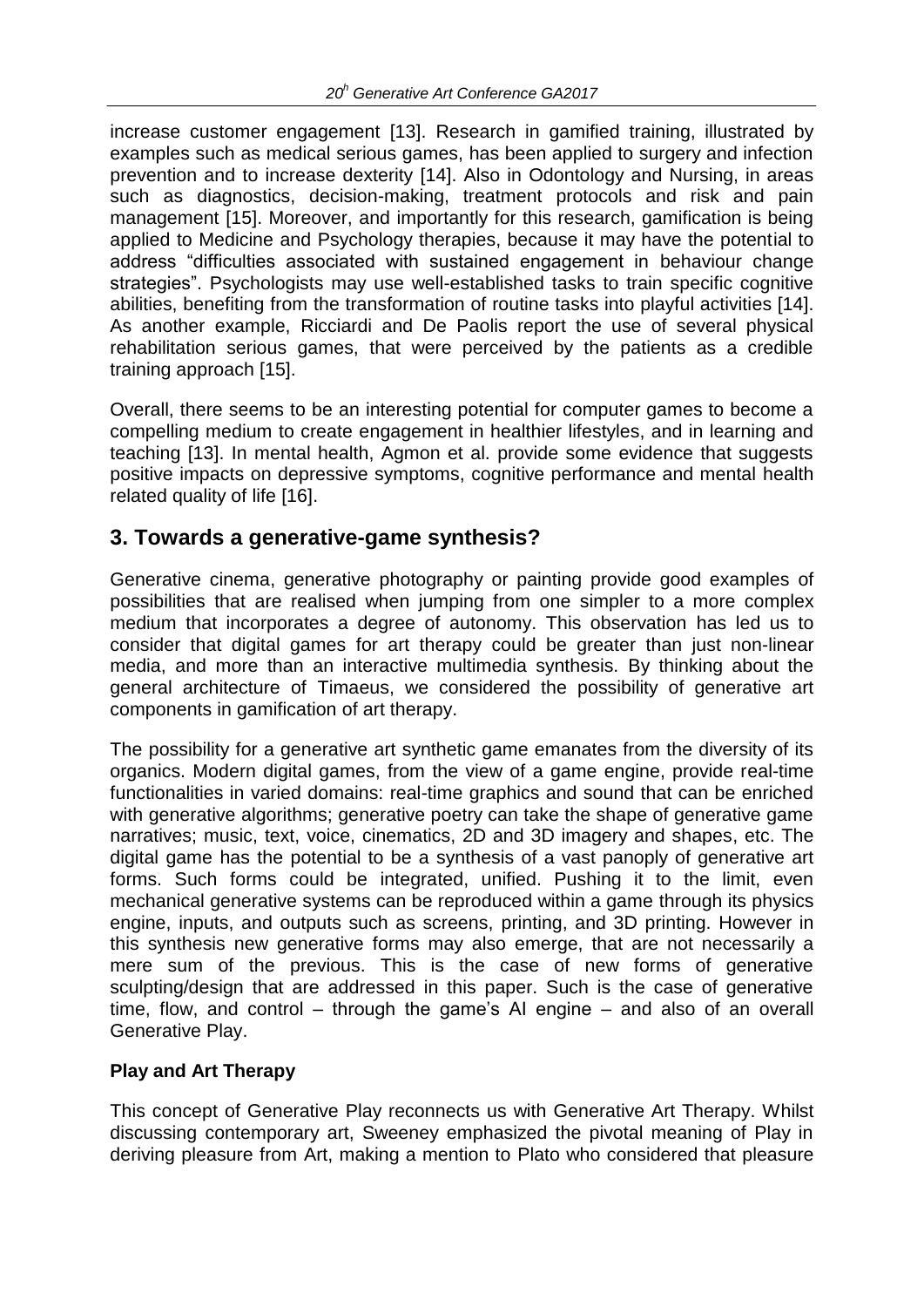increase customer engagement [13]. Research in gamified training, illustrated by examples such as medical serious games, has been applied to surgery and infection prevention and to increase dexterity [14]. Also in Odontology and Nursing, in areas such as diagnostics, decision-making, treatment protocols and risk and pain management [15]. Moreover, and importantly for this research, gamification is being applied to Medicine and Psychology therapies, because it may have the potential to address "difficulties associated with sustained engagement in behaviour change strategies". Psychologists may use well-established tasks to train specific cognitive abilities, benefiting from the transformation of routine tasks into playful activities [14]. As another example, Ricciardi and De Paolis report the use of several physical rehabilitation serious games, that were perceived by the patients as a credible training approach [15].

Overall, there seems to be an interesting potential for computer games to become a compelling medium to create engagement in healthier lifestyles, and in learning and teaching [13]. In mental health, Agmon et al. provide some evidence that suggests positive impacts on depressive symptoms, cognitive performance and mental health related quality of life [16].

## 3. Towards a generative-game synthesis?

Generative cinema, generative photography or painting provide good examples of possibilities that are realised when jumping from one simpler to a more complex medium that incorporates a degree of autonomy. This observation has led us to consider that digital games for art therapy could be greater than just non-linear media, and more than an interactive multimedia synthesis. By thinking about the general architecture of Timaeus, we considered the possibility of generative art components in gamification of art therapy.

The possibility for a generative art synthetic game emanates from the diversity of its organics. Modern digital games, from the view of a game engine, provide real-time functionalities in varied domains: real-time graphics and sound that can be enriched with generative algorithms; generative poetry can take the shape of generative game narratives; music, text, voice, cinematics, 2D and 3D imagery and shapes, etc. The digital game has the potential to be a synthesis of a vast panoply of generative art forms. Such forms could be integrated, unified. Pushing it to the limit, even mechanical generative systems can be reproduced within a game through its physics engine, inputs, and outputs such as screens, printing, and 3D printing. However in this synthesis new generative forms may also emerge, that are not necessarily a mere sum of the previous. This is the case of new forms of generative sculpting/design that are addressed in this paper. Such is the case of generative time, flow, and control – through the game's AI engine – and also of an overall Generative Play.

### Play and Art Therapy

This concept of Generative Play reconnects us with Generative Art Therapy. Whilst discussing contemporary art, Sweeney emphasized the pivotal meaning of Play in deriving pleasure from Art, making a mention to Plato who considered that pleasure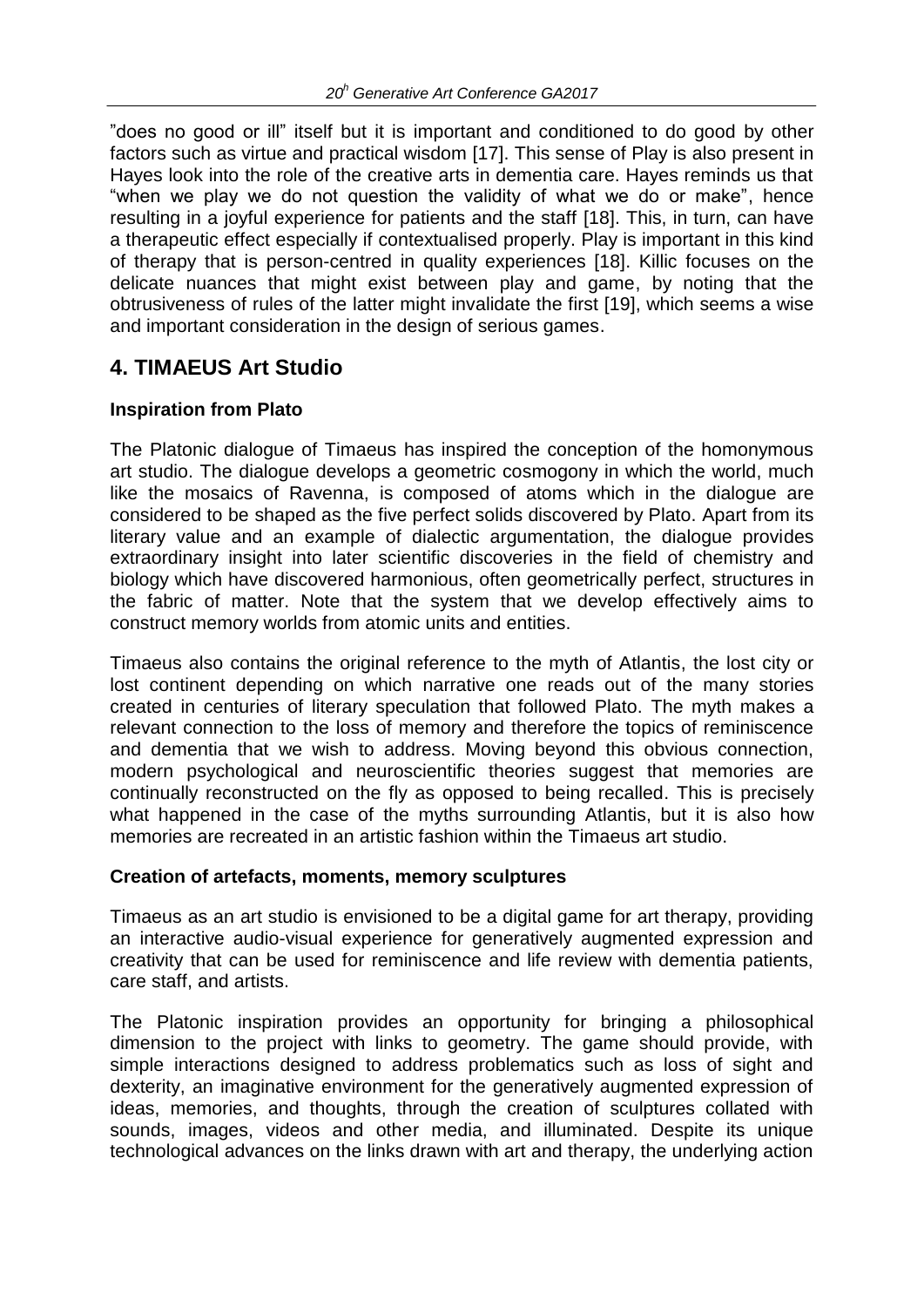"does no good or ill" itself but it is important and conditioned to do good by other factors such as virtue and practical wisdom [17]. This sense of Play is also present in Hayes look into the role of the creative arts in dementia care. Hayes reminds us that "when we play we do not question the validity of what we do or make", hence resulting in a joyful experience for patients and the staff [18]. This, in turn, can have a therapeutic effect especially if contextualised properly. Play is important in this kind of therapy that is person-centred in quality experiences [18]. Killic focuses on the delicate nuances that might exist between play and game, by noting that the obtrusiveness of rules of the latter might invalidate the first [19], which seems a wise and important consideration in the design of serious games.

## 4. TIMAEUS Art Studio

**Inspiration from Plato**

The Platonic dialogue of Timaeus has inspired the conception of the homonymous art studio. The dialogue develops a geometric cosmogony in which the world, much like the mosaics of Ravenna, is composed of atoms which in the dialogue are considered to be shaped as the five perfect solids discovered by Plato. Apart from its literary value and an example of dialectic argumentation, the dialogue provides extraordinary insight into later scientific discoveries in the field of chemistry and biology which have discovered harmonious, often geometrically perfect, structures in the fabric of matter. Note that the system that we develop effectively aims to construct memory worlds from atomic units and entities.

Timaeus also contains the original reference to the myth of Atlantis, the lost city or lost continent depending on which narrative one reads out of the many stories created in centuries of literary speculation that followed Plato. The myth makes a relevant connection to the loss of memory and therefore the topics of reminiscence and dementia that we wish to address. Moving beyond this obvious connection, modern psychological and neuroscientific theories suggest that memories are continually reconstructed on the fly as opposed to being recalled. This is precisely what happened in the case of the myths surrounding Atlantis, but it is also how memories are recreated in an artistic fashion within the Timaeus art studio.

**Creation of artefacts, moments, memory sculptures**

Timaeus as an art studio is envisioned to be a digital game for art therapy, providing an interactive audio-visual experience for generatively augmented expression and creativity that can be used for reminiscence and life review with dementia patients, care staff, and artists.

The Platonic inspiration provides an opportunity for bringing a philosophical dimension to the project with links to geometry. The game should provide, with simple interactions designed to address problematics such as loss of sight and dexterity, an imaginative environment for the generatively augmented expression of ideas, memories, and thoughts, through the creation of sculptures collated with sounds, images, videos and other media, and illuminated. Despite its unique technological advances on the links drawn with art and therapy, the underlying action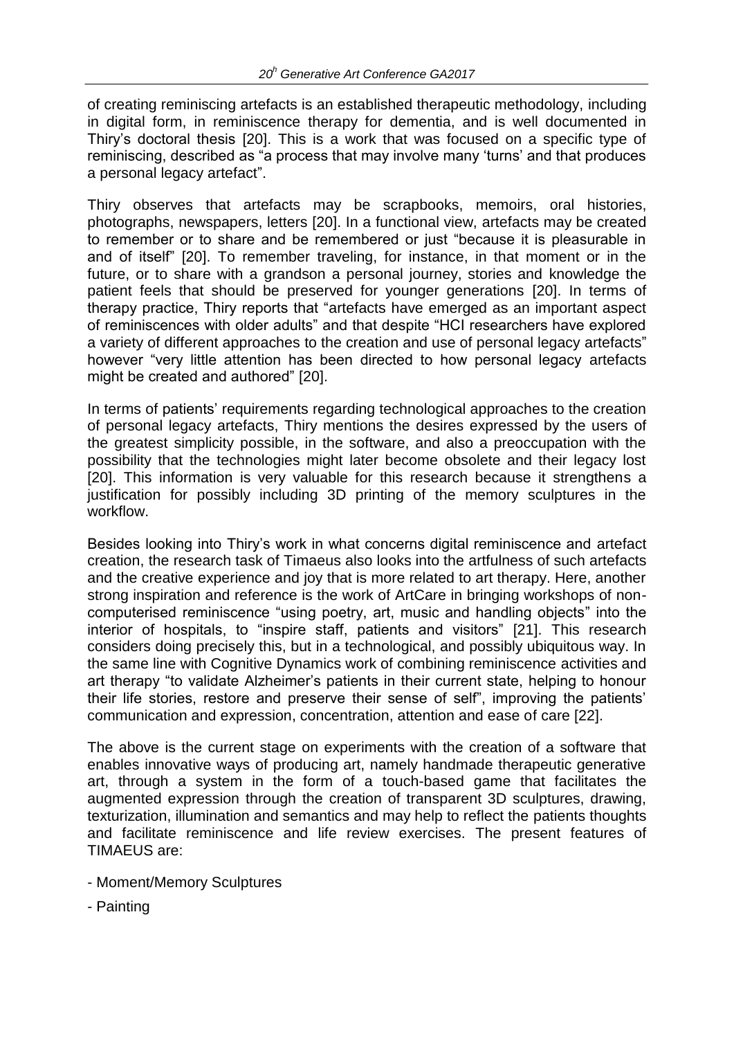of creating reminiscing artefacts is an established therapeutic methodology, including in digital form, in reminiscence therapy for dementia, and is well documented in Thiry's doctoral thesis [20]. This is a work that was focused on a specific type of reminiscing, described as "a process that may involve many 'turns' and that produces a personal legacy artefact".

Thiry observes that artefacts may be scrapbooks, memoirs, oral histories, photographs, newspapers, letters [20]. In a functional view, artefacts may be created to remember or to share and be remembered or just "because it is pleasurable in and of itself" [20]. To remember traveling, for instance, in that moment or in the future, or to share with a grandson a personal journey, stories and knowledge the patient feels that should be preserved for younger generations [20]. In terms of therapy practice, Thiry reports that "artefacts have emerged as an important aspect of reminiscences with older adults" and that despite "HCI researchers have explored a variety of different approaches to the creation and use of personal legacy artefacts" however "very little attention has been directed to how personal legacy artefacts might be created and authored" [20].

In terms of patients' requirements regarding technological approaches to the creation of personal legacy artefacts, Thiry mentions the desires expressed by the users of the greatest simplicity possible, in the software, and also a preoccupation with the possibility that the technologies might later become obsolete and their legacy lost [20]. This information is very valuable for this research because it strengthens a justification for possibly including 3D printing of the memory sculptures in the workflow.

Besides looking into Thiry's work in what concerns digital reminiscence and artefact creation, the research task of Timaeus also looks into the artfulness of such artefacts and the creative experience and joy that is more related to art therapy. Here, another strong inspiration and reference is the work of ArtCare in bringing workshops of non-computerised reminiscence "using poetry, art, music and handling objects" into the interior of hospitals, to "inspire staff, patients and visitors" [21]. This research considers doing precisely this, but in a technological, and possibly ubiquitous way. In the same line with Cognitive Dynamics work of combining reminiscence activities and art therapy "to validate Alzheimer's patients in their current state, helping to honour their life stories, restore and preserve their sense of self", improving the patients' communication and expression, concentration, attention and ease of care [22].

The above is the current stage on experiments with the creation of a software that enables innovative ways of producing art, namely handmade therapeutic generative art, through a system in the form of a touch-based game that facilitates the augmented expression through the creation of transparent 3D sculptures, drawing, texturization, illumination and semantics and may help to reflect the patients thoughts and facilitate reminiscence and life review exercises. The present features of TIMAEUS are:

- Moment/Memory Sculptures
- Painting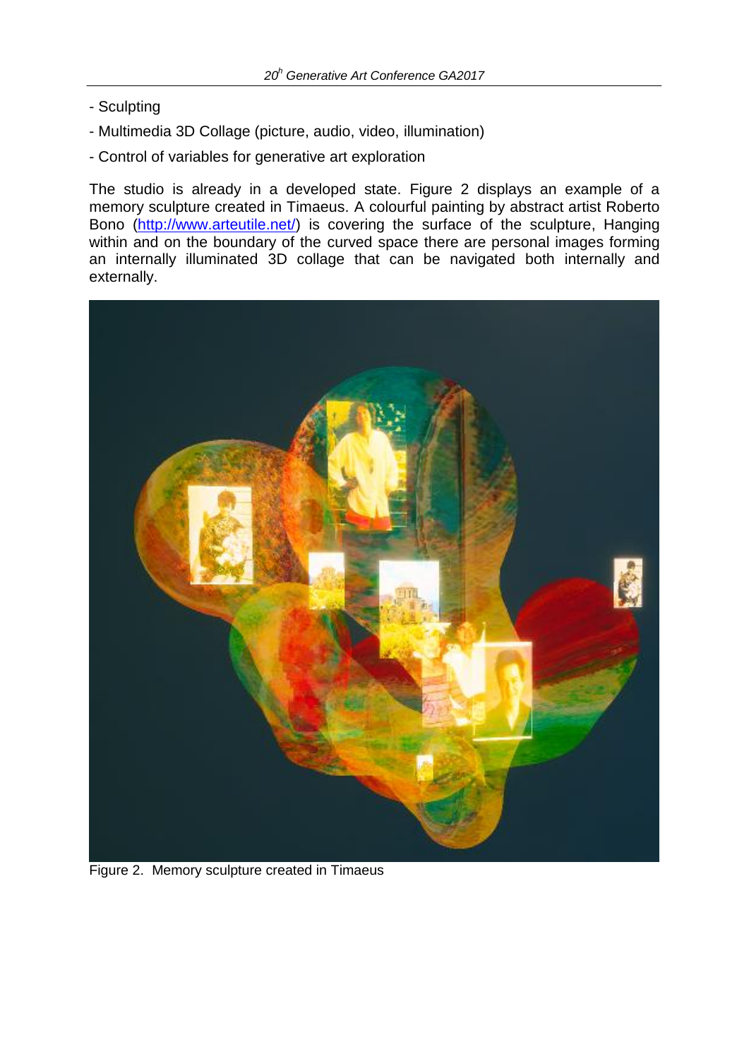- Sculpting
- Multimedia 3D Collage (picture, audio, video, illumination)
- Control of variables for generative art exploration

The studio is already in a developed state. Figure 2 displays an example of a memory sculpture created in Timaeus. A colourful painting by abstract artist Roberto Bono (http://www.arteutile.net/) is covering the surface of the sculpture, Hanging within and on the boundary of the curved space there are personal images forming an internally illuminated 3D collage that can be navigated both internally and externally.

Figure 2. Memory sculpture created in Timaeus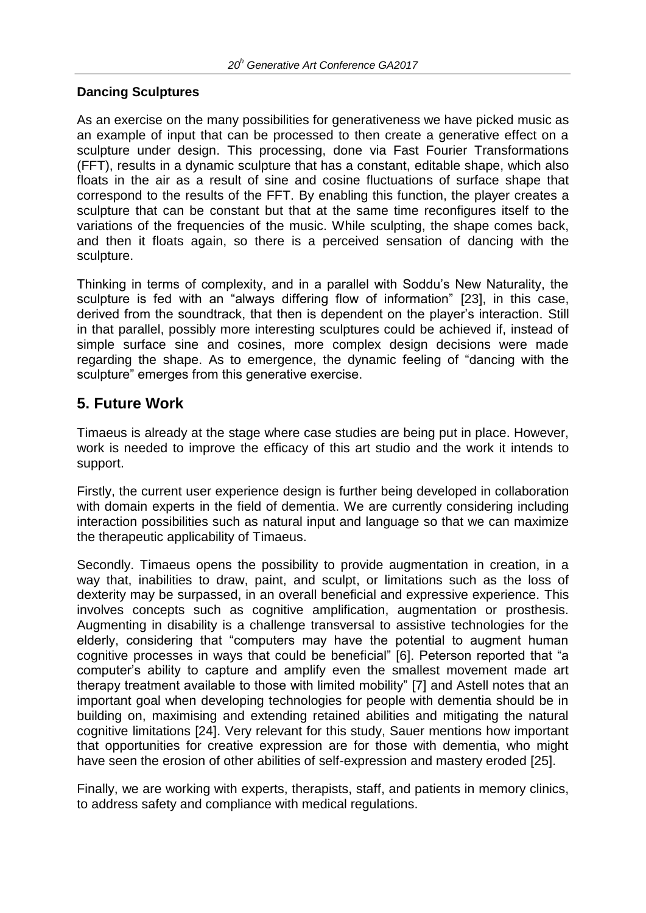**Dancing Sculptures**

As an exercise on the many possibilities for generativeness we have picked music as an example of input that can be processed to then create a generative effect on a sculpture under design. This processing, done via Fast Fourier Transformations (FFT), results in a dynamic sculpture that has a constant, editable shape, which also floats in the air as a result of sine and cosine fluctuations of surface shape that correspond to the results of the FFT. By enabling this function, the player creates a sculpture that can be constant but that at the same time reconfigures itself to the variations of the frequencies of the music. While sculpting, the shape comes back, and then it floats again, so there is a perceived sensation of dancing with the sculpture.

Thinking in terms of complexity, and in a parallel with Soddu's New Naturality, the sculpture is fed with an "always differing flow of information" [23], in this case, derived from the soundtrack, that then is dependent on the player's interaction. Still in that parallel, possibly more interesting sculptures could be achieved if, instead of simple surface sine and cosines, more complex design decisions were made regarding the shape. As to emergence, the dynamic feeling of "dancing with the sculpture" emerges from this generative exercise.

## 5. Future Work

Timaeus is already at the stage where case studies are being put in place. However, work is needed to improve the efficacy of this art studio and the work it intends to support.

Firstly, the current user experience design is further being developed in collaboration with domain experts in the field of dementia. We are currently considering including interaction possibilities such as natural input and language so that we can maximize the therapeutic applicability of Timaeus.

Secondly. Timaeus opens the possibility to provide augmentation in creation, in a way that, inabilities to draw, paint, and sculpt, or limitations such as the loss of dexterity may be surpassed, in an overall beneficial and expressive experience. This involves concepts such as cognitive amplification, augmentation or prosthesis. Augmenting in disability is a challenge transversal to assistive technologies for the elderly, considering that "computers may have the potential to augment human cognitive processes in ways that could be beneficial" [6]. Peterson reported that "a computer's ability to capture and amplify even the smallest movement made art therapy treatment available to those with limited mobility" [7] and Astell notes that an important goal when developing technologies for people with dementia should be in building on, maximising and extending retained abilities and mitigating the natural cognitive limitations [24]. Very relevant for this study, Sauer mentions how important that opportunities for creative expression are for those with dementia, who might have seen the erosion of other abilities of self-expression and mastery eroded [25].

Finally, we are working with experts, therapists, staff, and patients in memory clinics, to address safety and compliance with medical regulations.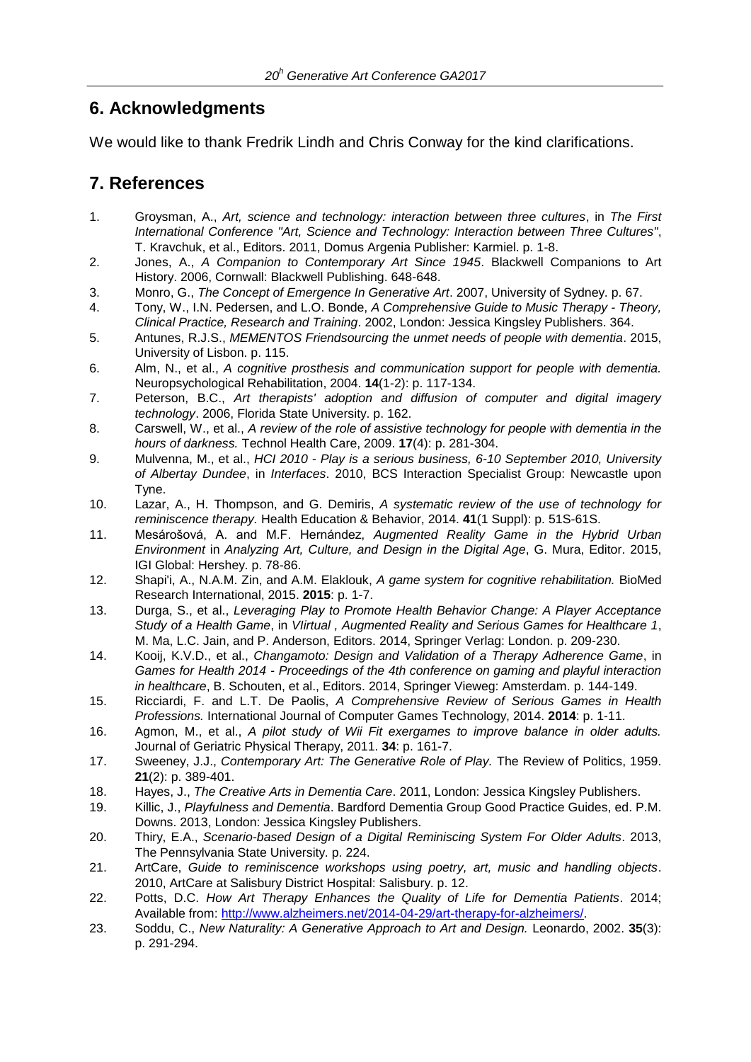## 6. Acknowledgments

We would like to thank Fredrik Lindh and Chris Conway for the kind clarifications.

## 7. References

1. Groysman, A., *Art, science and technology: interaction between three cultures*, in *The First International Conference "Art, Science and Technology: Interaction between Three Cultures"*, T. Kravchuk, et al., Editors. 2011, Domus Argenia Publisher: Karmiel. p. 1-8.
2. Jones, A., *A Companion to Contemporary Art Since 1945*. Blackwell Companions to Art History. 2006, Cornwall: Blackwell Publishing. 648-648.
3. Monro, G., *The Concept of Emergence In Generative Art*. 2007, University of Sydney. p. 67.
4. Tony, W., I.N. Pedersen, and L.O. Bonde, *A Comprehensive Guide to Music Therapy - Theory, Clinical Practice, Research and Training*. 2002, London: Jessica Kingsley Publishers. 364.
5. Antunes, R.J.S., *MEMENTOS Friendsourcing the unmet needs of people with dementia*. 2015, University of Lisbon. p. 115.
6. Alm, N., et al., *A cognitive prosthesis and communication support for people with dementia.* Neuropsychological Rehabilitation, 2004. **14**(1-2): p. 117-134.
7. Peterson, B.C., *Art therapists' adoption and diffusion of computer and digital imagery technology*. 2006, Florida State University. p. 162.
8. Carswell, W., et al., *A review of the role of assistive technology for people with dementia in the hours of darkness.* Technol Health Care, 2009. **17**(4): p. 281-304.
9. Mulvenna, M., et al., *HCI 2010 - Play is a serious business, 6-10 September 2010, University of Albertay Dundee*, in *Interfaces*. 2010, BCS Interaction Specialist Group: Newcastle upon Tyne.
10. Lazar, A., H. Thompson, and G. Demiris, *A systematic review of the use of technology for reminiscence therapy.* Health Education & Behavior, 2014. **41**(1 Suppl): p. 51S-61S.
11. Mesárošová, A. and M.F. Hernández, *Augmented Reality Game in the Hybrid Urban Environment* in *Analyzing Art, Culture, and Design in the Digital Age*, G. Mura, Editor. 2015, IGI Global: Hershey. p. 78-86.
12. Shapi'i, A., N.A.M. Zin, and A.M. Elaklouk, *A game system for cognitive rehabilitation.* BioMed Research International, 2015. **2015**: p. 1-7.
13. Durga, S., et al., *Leveraging Play to Promote Health Behavior Change: A Player Acceptance Study of a Health Game*, in *VIirtual , Augmented Reality and Serious Games for Healthcare 1*, M. Ma, L.C. Jain, and P. Anderson, Editors. 2014, Springer Verlag: London. p. 209-230.
14. Kooij, K.V.D., et al., *Changamoto: Design and Validation of a Therapy Adherence Game*, in *Games for Health 2014 - Proceedings of the 4th conference on gaming and playful interaction in healthcare*, B. Schouten, et al., Editors. 2014, Springer Vieweg: Amsterdam. p. 144-149.
15. Ricciardi, F. and L.T. De Paolis, *A Comprehensive Review of Serious Games in Health Professions.* International Journal of Computer Games Technology, 2014. **2014**: p. 1-11.
16. Agmon, M., et al., *A pilot study of Wii Fit exergames to improve balance in older adults.* Journal of Geriatric Physical Therapy, 2011. **34**: p. 161-7.
17. Sweeney, J.J., *Contemporary Art: The Generative Role of Play.* The Review of Politics, 1959. **21**(2): p. 389-401.
18. Hayes, J., *The Creative Arts in Dementia Care*. 2011, London: Jessica Kingsley Publishers.
19. Killic, J., *Playfulness and Dementia*. Bardford Dementia Group Good Practice Guides, ed. P.M. Downs. 2013, London: Jessica Kingsley Publishers.
20. Thiry, E.A., *Scenario-based Design of a Digital Reminiscing System For Older Adults*. 2013, The Pennsylvania State University. p. 224.
21. ArtCare, *Guide to reminiscence workshops using poetry, art, music and handling objects*. 2010, ArtCare at Salisbury District Hospital: Salisbury. p. 12.
22. Potts, D.C. *How Art Therapy Enhances the Quality of Life for Dementia Patients*. 2014; Available from: http://www.alzheimers.net/2014-04-29/art-therapy-for-alzheimers/.
23. Soddu, C., *New Naturality: A Generative Approach to Art and Design.* Leonardo, 2002. **35**(3): p. 291-294.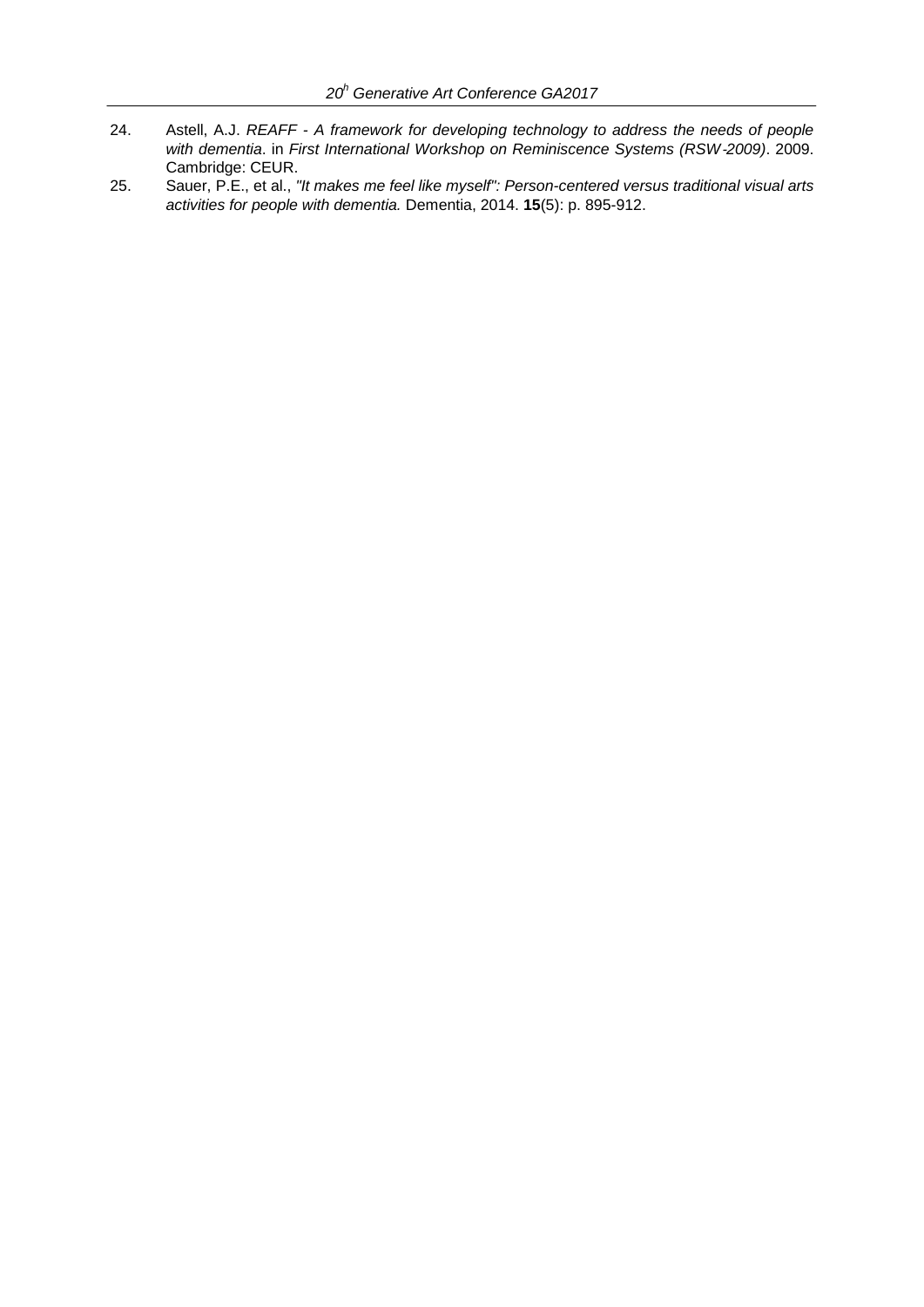24. Astell, A.J. *REAFF - A framework for developing technology to address the needs of people with dementia*. in *First International Workshop on Reminiscence Systems (RSW-2009)*. 2009. Cambridge: CEUR.
25. Sauer, P.E., et al., *"It makes me feel like myself": Person-centered versus traditional visual arts activities for people with dementia.* Dementia, 2014. **15**(5): p. 895-912.